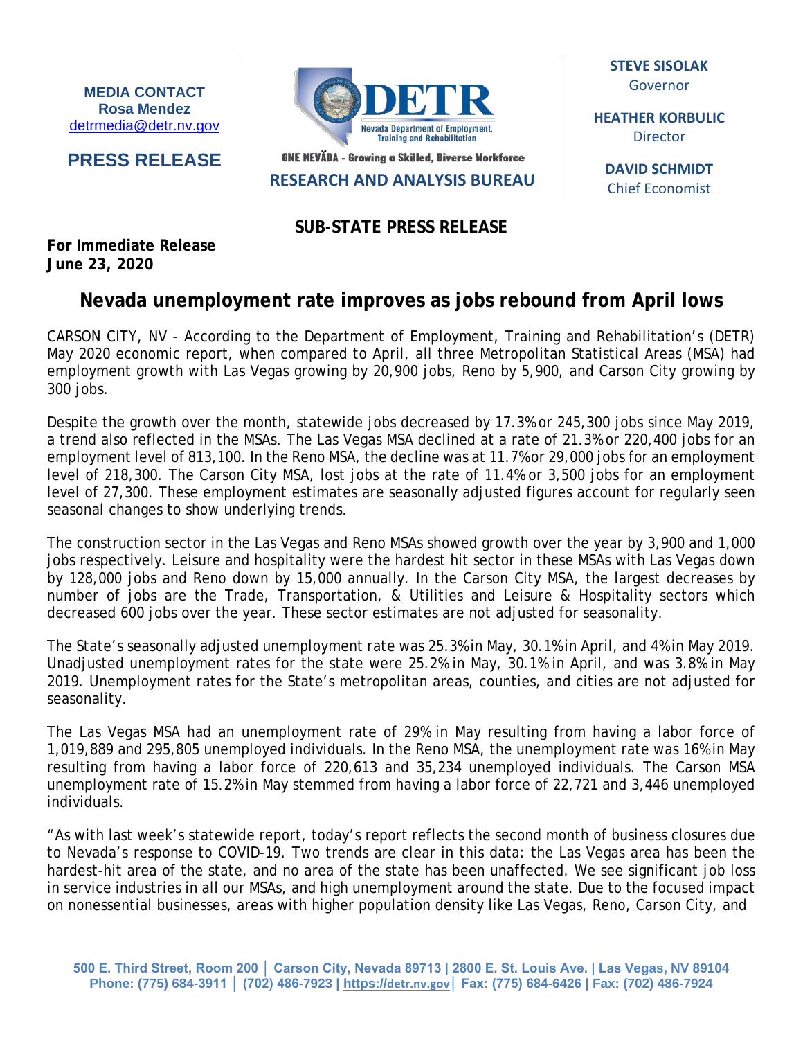**MEDIA CONTACT**
**Rosa Mendez**
detrmedia@detr.nv.gov

**PRESS RELEASE**

DETR
Nevada Department of Employment, Training and Rehabilitation

ONE NEVADA - Growing a Skilled, Diverse Workforce

**RESEARCH AND ANALYSIS BUREAU**

**STEVE SISOLAK**
Governor

**HEATHER KORBULIC**
Director

**DAVID SCHMIDT**
Chief Economist

**SUB-STATE PRESS RELEASE**

**For Immediate Release**
**June 23, 2020**

# Nevada unemployment rate improves as jobs rebound from April lows

CARSON CITY, NV - According to the Department of Employment, Training and Rehabilitation's (DETR) May 2020 economic report, when compared to April, all three Metropolitan Statistical Areas (MSA) had employment growth with Las Vegas growing by 20,900 jobs, Reno by 5,900, and Carson City growing by 300 jobs.

Despite the growth over the month, statewide jobs decreased by 17.3% or 245,300 jobs since May 2019, a trend also reflected in the MSAs. The Las Vegas MSA declined at a rate of 21.3% or 220,400 jobs for an employment level of 813,100. In the Reno MSA, the decline was at 11.7% or 29,000 jobs for an employment level of 218,300. The Carson City MSA, lost jobs at the rate of 11.4% or 3,500 jobs for an employment level of 27,300. These employment estimates are seasonally adjusted figures account for regularly seen seasonal changes to show underlying trends.

The construction sector in the Las Vegas and Reno MSAs showed growth over the year by 3,900 and 1,000 jobs respectively. Leisure and hospitality were the hardest hit sector in these MSAs with Las Vegas down by 128,000 jobs and Reno down by 15,000 annually. In the Carson City MSA, the largest decreases by number of jobs are the Trade, Transportation, & Utilities and Leisure & Hospitality sectors which decreased 600 jobs over the year. These sector estimates are not adjusted for seasonality.

The State's seasonally adjusted unemployment rate was 25.3% in May, 30.1% in April, and 4% in May 2019. Unadjusted unemployment rates for the state were 25.2% in May, 30.1% in April, and was 3.8% in May 2019. Unemployment rates for the State's metropolitan areas, counties, and cities are not adjusted for seasonality.

The Las Vegas MSA had an unemployment rate of 29% in May resulting from having a labor force of 1,019,889 and 295,805 unemployed individuals. In the Reno MSA, the unemployment rate was 16% in May resulting from having a labor force of 220,613 and 35,234 unemployed individuals. The Carson MSA unemployment rate of 15.2% in May stemmed from having a labor force of 22,721 and 3,446 unemployed individuals.

"As with last week's statewide report, today's report reflects the second month of business closures due to Nevada's response to COVID-19. Two trends are clear in this data: the Las Vegas area has been the hardest-hit area of the state, and no area of the state has been unaffected. We see significant job loss in service industries in all our MSAs, and high unemployment around the state. Due to the focused impact on nonessential businesses, areas with higher population density like Las Vegas, Reno, Carson City, and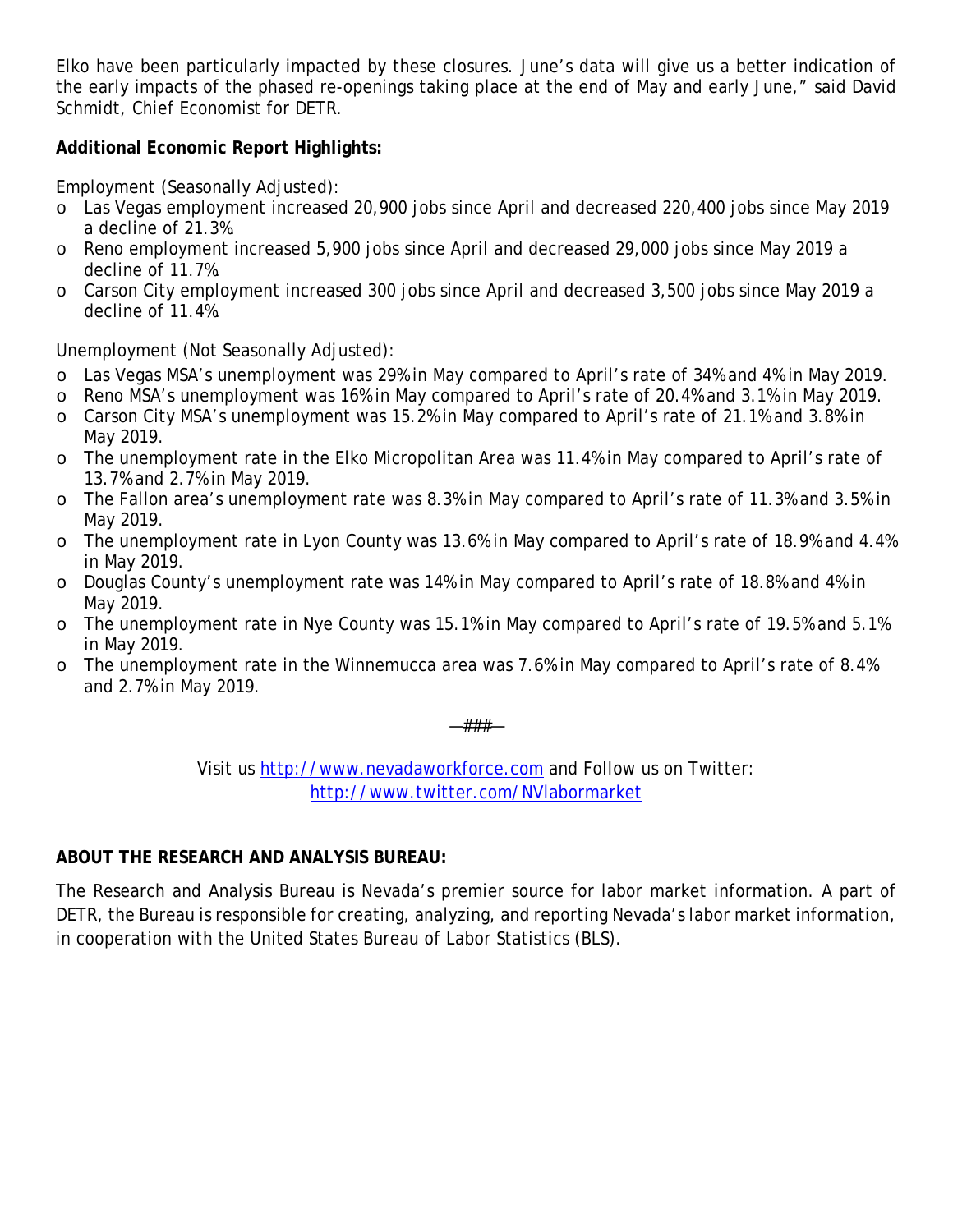Elko have been particularly impacted by these closures. June's data will give us a better indication of the early impacts of the phased re-openings taking place at the end of May and early June," said David Schmidt, Chief Economist for DETR.

**Additional Economic Report Highlights:**

Employment (Seasonally Adjusted):

- Las Vegas employment increased 20,900 jobs since April and decreased 220,400 jobs since May 2019 a decline of 21.3%.
- Reno employment increased 5,900 jobs since April and decreased 29,000 jobs since May 2019 a decline of 11.7%.
- Carson City employment increased 300 jobs since April and decreased 3,500 jobs since May 2019 a decline of 11.4%.

Unemployment (Not Seasonally Adjusted):

- Las Vegas MSA's unemployment was 29% in May compared to April's rate of 34% and 4% in May 2019.
- Reno MSA's unemployment was 16% in May compared to April's rate of 20.4% and 3.1% in May 2019.
- Carson City MSA's unemployment was 15.2% in May compared to April's rate of 21.1% and 3.8% in May 2019.
- The unemployment rate in the Elko Micropolitan Area was 11.4% in May compared to April's rate of 13.7% and 2.7% in May 2019.
- The Fallon area's unemployment rate was 8.3% in May compared to April's rate of 11.3% and 3.5% in May 2019.
- The unemployment rate in Lyon County was 13.6% in May compared to April's rate of 18.9% and 4.4% in May 2019.
- Douglas County's unemployment rate was 14% in May compared to April's rate of 18.8% and 4% in May 2019.
- The unemployment rate in Nye County was 15.1% in May compared to April's rate of 19.5% and 5.1% in May 2019.
- The unemployment rate in the Winnemucca area was 7.6% in May compared to April's rate of 8.4% and 2.7% in May 2019.

###

Visit us http://www.nevadaworkforce.com and Follow us on Twitter: http://www.twitter.com/NVlabormarket

**ABOUT THE RESEARCH AND ANALYSIS BUREAU:**

The Research and Analysis Bureau is Nevada's premier source for labor market information. A part of DETR, the Bureau is responsible for creating, analyzing, and reporting Nevada's labor market information, in cooperation with the United States Bureau of Labor Statistics (BLS).